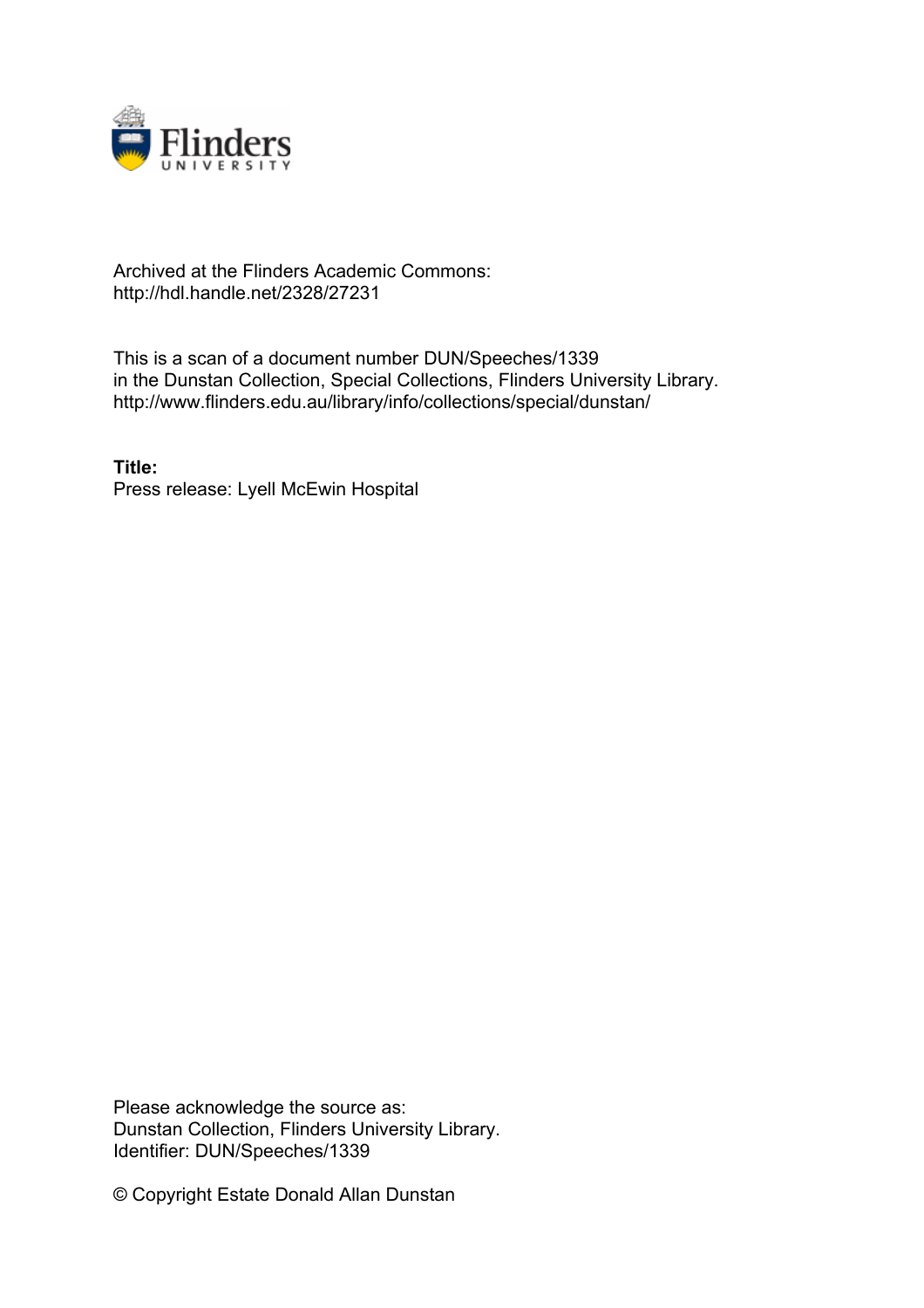Archived at the Flinders Academic Commons:
http://hdl.handle.net/2328/27231

This is a scan of a document number DUN/Speeches/1339
in the Dunstan Collection, Special Collections, Flinders University Library.
http://www.flinders.edu.au/library/info/collections/special/dunstan/

**Title:**
Press release: Lyell McEwin Hospital

Please acknowledge the source as:
Dunstan Collection, Flinders University Library.
Identifier: DUN/Speeches/1339

© Copyright Estate Donald Allan Dunstan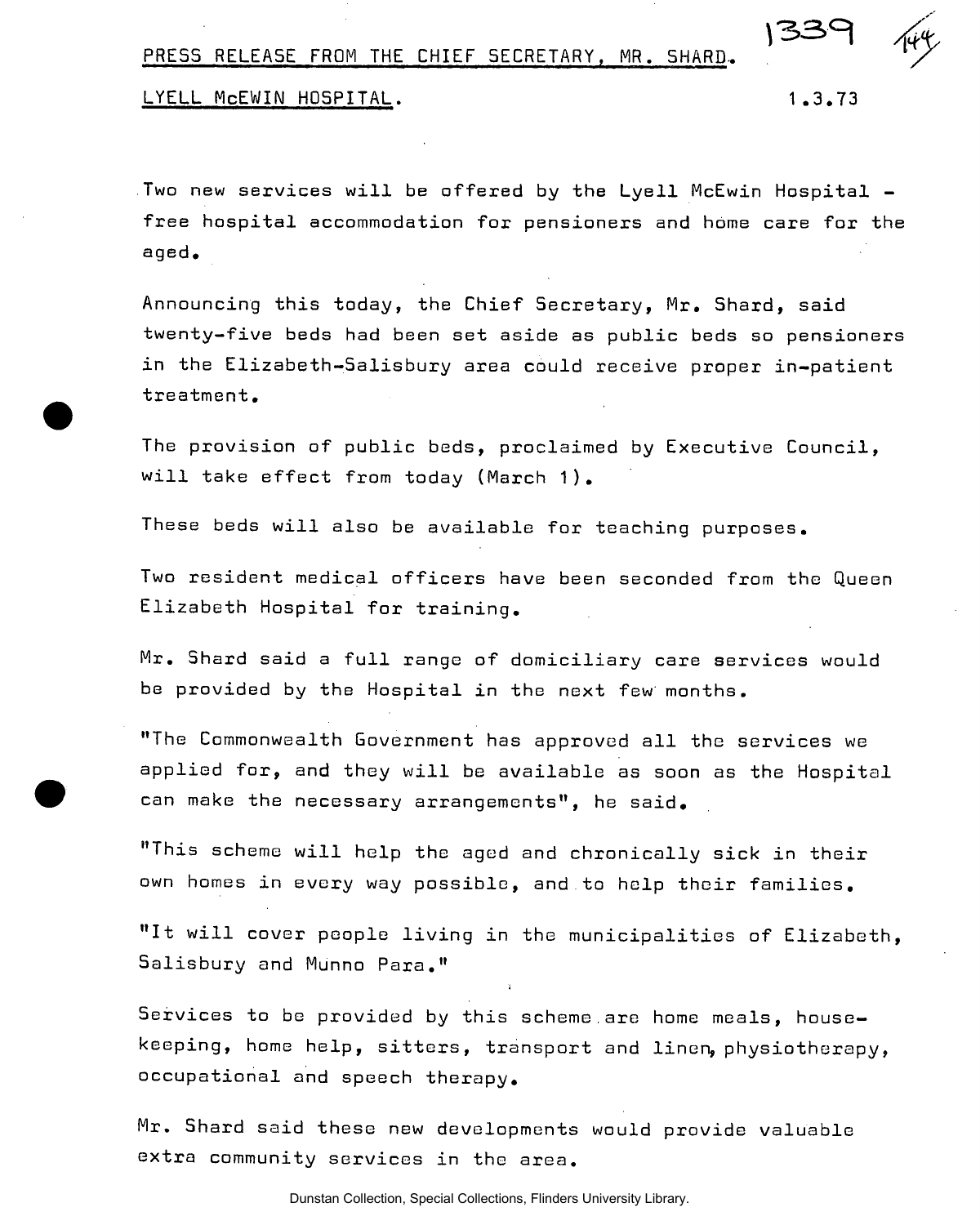1339

PRESS RELEASE FROM THE CHIEF SECRETARY, MR. SHARD.

LYELL McEWIN HOSPITAL. 1.3.73

Two new services will be offered by the Lyell McEwin Hospital - free hospital accommodation for pensioners and home care for the aged.

Announcing this today, the Chief Secretary, Mr. Shard, said twenty-five beds had been set aside as public beds so pensioners in the Elizabeth-Salisbury area could receive proper in-patient treatment.

The provision of public beds, proclaimed by Executive Council, will take effect from today (March 1).

These beds will also be available for teaching purposes.

Two resident medical officers have been seconded from the Queen Elizabeth Hospital for training.

Mr. Shard said a full range of domiciliary care services would be provided by the Hospital in the next few months.

"The Commonwealth Government has approved all the services we applied for, and they will be available as soon as the Hospital can make the necessary arrangements", he said.

"This scheme will help the aged and chronically sick in their own homes in every way possible, and to help their families.

"It will cover people living in the municipalities of Elizabeth, Salisbury and Munno Para."

Services to be provided by this scheme are home meals, housekeeping, home help, sitters, transport and linen, physiotherapy, occupational and speech therapy.

Mr. Shard said these new developments would provide valuable extra community services in the area.

Dunstan Collection, Special Collections, Flinders University Library.